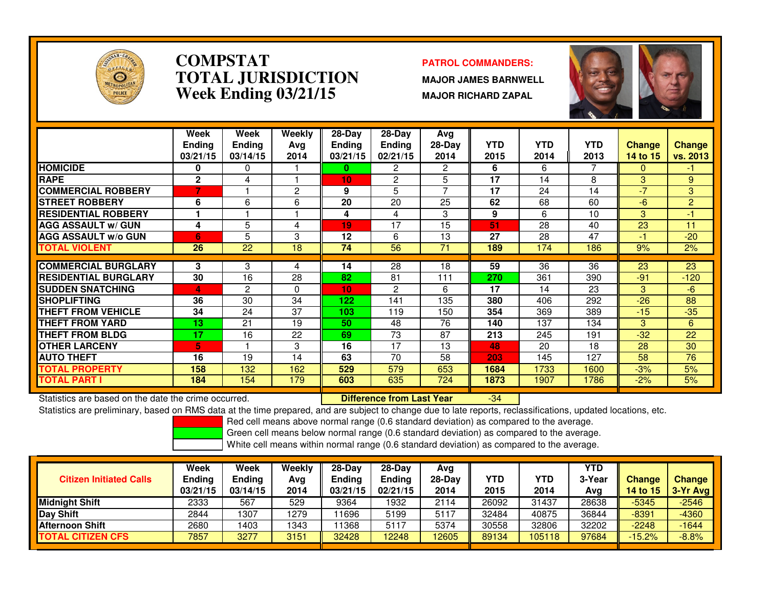# COMPSTAT
# TOTAL JURISDICTION
## Week Ending 03/21/15

**PATROL COMMANDERS:**

**MAJOR JAMES BARNWELL**

**MAJOR RICHARD ZAPAL**

| | Week Ending 03/21/15 | Week Ending 03/14/15 | Weekly Avg 2014 | 28-Day Ending 03/21/15 | 28-Day Ending 02/21/15 | Avg 28-Day 2014 | YTD 2015 | YTD 2014 | YTD 2013 | Change 14 to 15 | Change vs. 2013 |
|---|---|---|---|---|---|---|---|---|---|---|---|
| HOMICIDE | 0 | 0 | 1 | 0 | 2 | 2 | 6 | 6 | 7 | 0 | -1 |
| RAPE | 2 | 4 | 1 | 10 | 2 | 5 | 17 | 14 | 8 | 3 | 9 |
| COMMERCIAL ROBBERY | 7 | 1 | 2 | 9 | 5 | 7 | 17 | 24 | 14 | -7 | 3 |
| STREET ROBBERY | 6 | 6 | 6 | 20 | 20 | 25 | 62 | 68 | 60 | -6 | 2 |
| RESIDENTIAL ROBBERY | 1 | 1 | 1 | 4 | 4 | 3 | 9 | 6 | 10 | 3 | -1 |
| AGG ASSAULT w/ GUN | 4 | 5 | 4 | 19 | 17 | 15 | 51 | 28 | 40 | 23 | 11 |
| AGG ASSAULT w/o GUN | 6 | 5 | 3 | 12 | 6 | 13 | 27 | 28 | 47 | -1 | -20 |
| **TOTAL VIOLENT** | 26 | 22 | 18 | 74 | 56 | 71 | 189 | 174 | 186 | 9% | 2% |
| COMMERCIAL BURGLARY | 3 | 3 | 4 | 14 | 28 | 18 | 59 | 36 | 36 | 23 | 23 |
| RESIDENTIAL BURGLARY | 30 | 16 | 28 | 82 | 81 | 111 | 270 | 361 | 390 | -91 | -120 |
| SUDDEN SNATCHING | 4 | 2 | 0 | 10 | 2 | 6 | 17 | 14 | 23 | 3 | -6 |
| SHOPLIFTING | 36 | 30 | 34 | 122 | 141 | 135 | 380 | 406 | 292 | -26 | 88 |
| THEFT FROM VEHICLE | 34 | 24 | 37 | 103 | 119 | 150 | 354 | 369 | 389 | -15 | -35 |
| THEFT FROM YARD | 13 | 21 | 19 | 50 | 48 | 76 | 140 | 137 | 134 | 3 | 6 |
| THEFT FROM BLDG | 17 | 16 | 22 | 69 | 73 | 87 | 213 | 245 | 191 | -32 | 22 |
| OTHER LARCENY | 5 | 1 | 3 | 16 | 17 | 13 | 48 | 20 | 18 | 28 | 30 |
| AUTO THEFT | 16 | 19 | 14 | 63 | 70 | 58 | 203 | 145 | 127 | 58 | 76 |
| **TOTAL PROPERTY** | 158 | 132 | 162 | 529 | 579 | 653 | 1684 | 1733 | 1600 | -3% | 5% |
| **TOTAL PART I** | 184 | 154 | 179 | 603 | 635 | 724 | 1873 | 1907 | 1786 | -2% | 5% |

Statistics are based on the date the crime occurred.

**Difference from Last Year** -34

Statistics are preliminary, based on RMS data at the time prepared, and are subject to change due to late reports, reclassifications, updated locations, etc.

Red cell means above normal range (0.6 standard deviation) as compared to the average.
Green cell means below normal range (0.6 standard deviation) as compared to the average.
White cell means within normal range (0.6 standard deviation) as compared to the average.

| Citizen Initiated Calls | Week Ending 03/21/15 | Week Ending 03/14/15 | Weekly Avg 2014 | 28-Day Ending 03/21/15 | 28-Day Ending 02/21/15 | Avg 28-Day 2014 | YTD 2015 | YTD 2014 | YTD 3-Year Avg | Change 14 to 15 | Change 3-Yr Avg |
|---|---|---|---|---|---|---|---|---|---|---|---|
| Midnight Shift | 2333 | 567 | 529 | 9364 | 1932 | 2114 | 26092 | 31437 | 28638 | -5345 | -2546 |
| Day Shift | 2844 | 1307 | 1279 | 11696 | 5199 | 5117 | 32484 | 40875 | 36844 | -8391 | -4360 |
| Afternoon Shift | 2680 | 1403 | 1343 | 11368 | 5117 | 5374 | 30558 | 32806 | 32202 | -2248 | -1644 |
| **TOTAL CITIZEN CFS** | 7857 | 3277 | 3151 | 32428 | 12248 | 12605 | 89134 | 105118 | 97684 | -15.2% | -8.8% |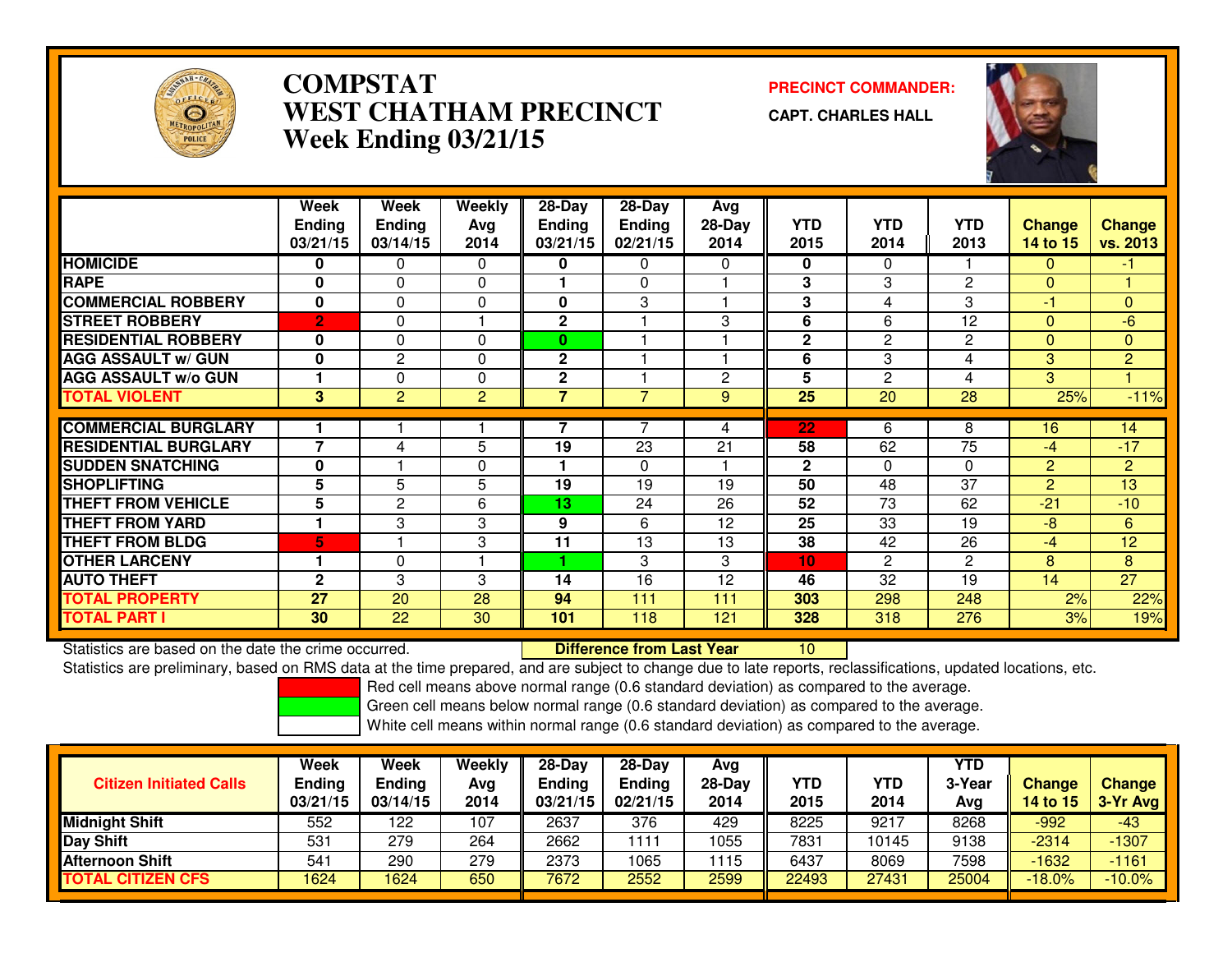# COMPSTAT
# WEST CHATHAM PRECINCT
## Week Ending 03/21/15

**PRECINCT COMMANDER:**

**CAPT. CHARLES HALL**

| | Week Ending 03/21/15 | Week Ending 03/14/15 | Weekly Avg 2014 | 28-Day Ending 03/21/15 | 28-Day Ending 02/21/15 | Avg 28-Day 2014 | YTD 2015 | YTD 2014 | YTD 2013 | Change 14 to 15 | Change vs. 2013 |
|---|---|---|---|---|---|---|---|---|---|---|---|
| HOMICIDE | 0 | 0 | 0 | 0 | 0 | 0 | 0 | 0 | 1 | 0 | -1 |
| RAPE | 0 | 0 | 0 | 1 | 0 | 1 | 3 | 3 | 2 | 0 | 1 |
| COMMERCIAL ROBBERY | 0 | 0 | 0 | 0 | 3 | 1 | 3 | 4 | 3 | -1 | 0 |
| STREET ROBBERY | 2 | 0 | 1 | 2 | 1 | 3 | 6 | 6 | 12 | 0 | -6 |
| RESIDENTIAL ROBBERY | 0 | 0 | 0 | 0 | 1 | 1 | 2 | 2 | 2 | 0 | 0 |
| AGG ASSAULT w/ GUN | 0 | 2 | 0 | 2 | 1 | 1 | 6 | 3 | 4 | 3 | 2 |
| AGG ASSAULT w/o GUN | 1 | 0 | 0 | 2 | 1 | 2 | 5 | 2 | 4 | 3 | 1 |
| TOTAL VIOLENT | 3 | 2 | 2 | 7 | 7 | 9 | 25 | 20 | 28 | 25% | -11% |
| COMMERCIAL BURGLARY | 1 | 1 | 1 | 7 | 7 | 4 | 22 | 6 | 8 | 16 | 14 |
| RESIDENTIAL BURGLARY | 7 | 4 | 5 | 19 | 23 | 21 | 58 | 62 | 75 | -4 | -17 |
| SUDDEN SNATCHING | 0 | 1 | 0 | 1 | 0 | 1 | 2 | 0 | 0 | 2 | 2 |
| SHOPLIFTING | 5 | 5 | 5 | 19 | 19 | 19 | 50 | 48 | 37 | 2 | 13 |
| THEFT FROM VEHICLE | 5 | 2 | 6 | 13 | 24 | 26 | 52 | 73 | 62 | -21 | -10 |
| THEFT FROM YARD | 1 | 3 | 3 | 9 | 6 | 12 | 25 | 33 | 19 | -8 | 6 |
| THEFT FROM BLDG | 5 | 1 | 3 | 11 | 13 | 13 | 38 | 42 | 26 | -4 | 12 |
| OTHER LARCENY | 1 | 0 | 1 | 1 | 3 | 3 | 10 | 2 | 2 | 8 | 8 |
| AUTO THEFT | 2 | 3 | 3 | 14 | 16 | 12 | 46 | 32 | 19 | 14 | 27 |
| TOTAL PROPERTY | 27 | 20 | 28 | 94 | 111 | 111 | 303 | 298 | 248 | 2% | 22% |
| TOTAL PART I | 30 | 22 | 30 | 101 | 118 | 121 | 328 | 318 | 276 | 3% | 19% |

Statistics are based on the date the crime occurred. **Difference from Last Year** 10

Statistics are preliminary, based on RMS data at the time prepared, and are subject to change due to late reports, reclassifications, updated locations, etc.

Red cell means above normal range (0.6 standard deviation) as compared to the average.

Green cell means below normal range (0.6 standard deviation) as compared to the average.

White cell means within normal range (0.6 standard deviation) as compared to the average.

| Citizen Initiated Calls | Week Ending 03/21/15 | Week Ending 03/14/15 | Weekly Avg 2014 | 28-Day Ending 03/21/15 | 28-Day Ending 02/21/15 | Avg 28-Day 2014 | YTD 2015 | YTD 2014 | YTD 3-Year Avg | Change 14 to 15 | Change 3-Yr Avg |
|---|---|---|---|---|---|---|---|---|---|---|---|
| Midnight Shift | 552 | 122 | 107 | 2637 | 376 | 429 | 8225 | 9217 | 8268 | -992 | -43 |
| Day Shift | 531 | 279 | 264 | 2662 | 1111 | 1055 | 7831 | 10145 | 9138 | -2314 | -1307 |
| Afternoon Shift | 541 | 290 | 279 | 2373 | 1065 | 1115 | 6437 | 8069 | 7598 | -1632 | -1161 |
| TOTAL CITIZEN CFS | 1624 | 1624 | 650 | 7672 | 2552 | 2599 | 22493 | 27431 | 25004 | -18.0% | -10.0% |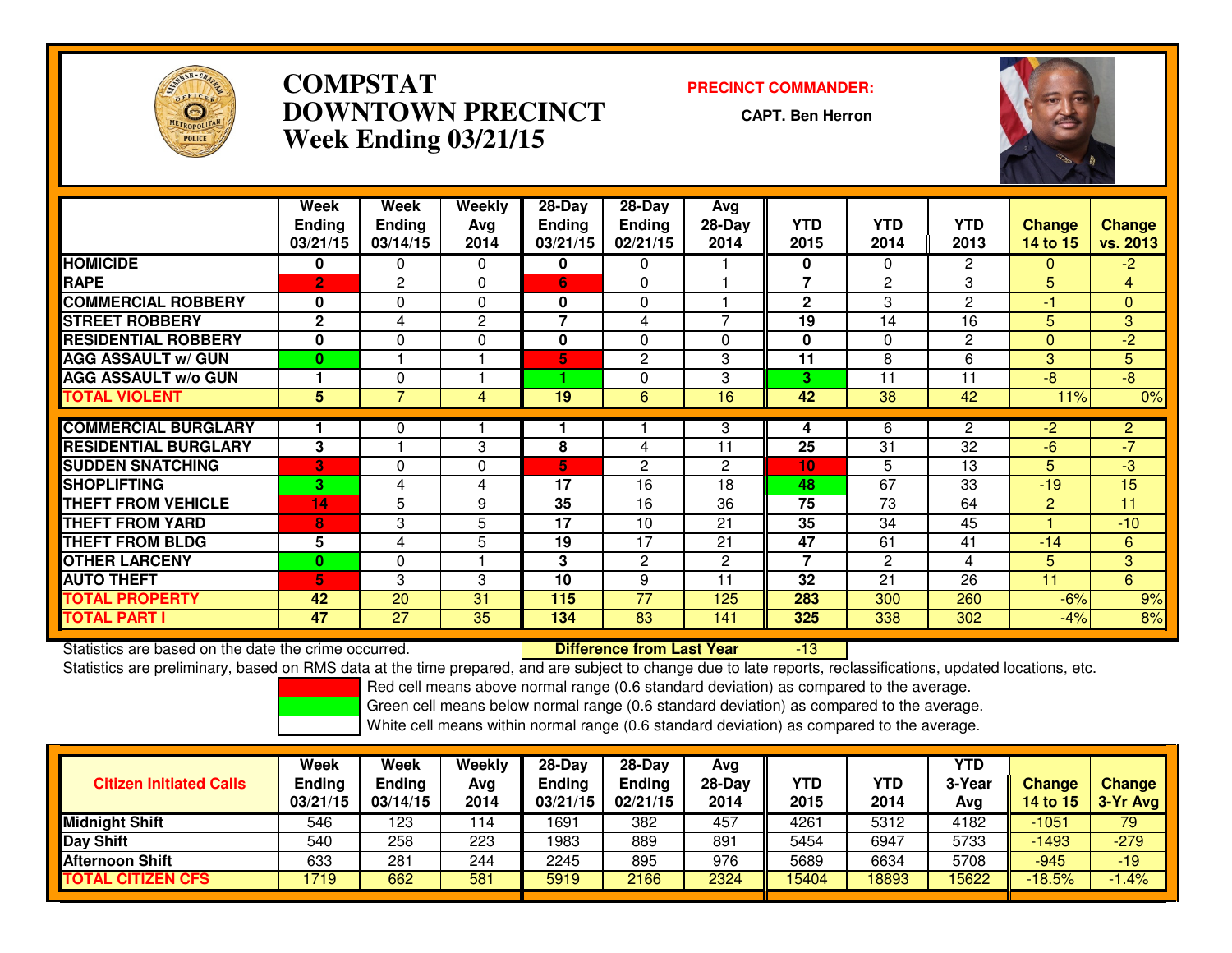# COMPSTAT
## DOWNTOWN PRECINCT
## Week Ending 03/21/15

**PRECINCT COMMANDER:**

**CAPT. Ben Herron**

| | Week Ending 03/21/15 | Week Ending 03/14/15 | Weekly Avg 2014 | 28-Day Ending 03/21/15 | 28-Day Ending 02/21/15 | Avg 28-Day 2014 | YTD 2015 | YTD 2014 | YTD 2013 | Change 14 to 15 | Change vs. 2013 |
|---|---|---|---|---|---|---|---|---|---|---|---|
| **HOMICIDE** | **0** | 0 | 0 | **0** | 0 | 1 | **0** | 0 | 2 | 0 | -2 |
| **RAPE** | **2** | 2 | 0 | **6** | 0 | 1 | **7** | 2 | 3 | 5 | 4 |
| **COMMERCIAL ROBBERY** | **0** | 0 | 0 | **0** | 0 | 1 | **2** | 3 | 2 | -1 | 0 |
| **STREET ROBBERY** | **2** | 4 | 2 | **7** | 4 | 7 | **19** | 14 | 16 | 5 | 3 |
| **RESIDENTIAL ROBBERY** | **0** | 0 | 0 | **0** | 0 | 0 | **0** | 0 | 2 | 0 | -2 |
| **AGG ASSAULT w/ GUN** | **0** | 1 | 1 | **5** | 2 | 3 | **11** | 8 | 6 | 3 | 5 |
| **AGG ASSAULT w/o GUN** | **1** | 0 | 1 | **1** | 0 | 3 | **3** | 11 | 11 | -8 | -8 |
| **TOTAL VIOLENT** | **5** | 7 | 4 | **19** | 6 | 16 | **42** | 38 | 42 | 11% | 0% |
| **COMMERCIAL BURGLARY** | **1** | 0 | 1 | **1** | 1 | 3 | **4** | 6 | 2 | -2 | 2 |
| **RESIDENTIAL BURGLARY** | **3** | 1 | 3 | **8** | 4 | 11 | **25** | 31 | 32 | -6 | -7 |
| **SUDDEN SNATCHING** | **3** | 0 | 0 | **5** | 2 | 2 | **10** | 5 | 13 | 5 | -3 |
| **SHOPLIFTING** | **3** | 4 | 4 | **17** | 16 | 18 | **48** | 67 | 33 | -19 | 15 |
| **THEFT FROM VEHICLE** | **14** | 5 | 9 | **35** | 16 | 36 | **75** | 73 | 64 | 2 | 11 |
| **THEFT FROM YARD** | **8** | 3 | 5 | **17** | 10 | 21 | **35** | 34 | 45 | 1 | -10 |
| **THEFT FROM BLDG** | **5** | 4 | 5 | **19** | 17 | 21 | **47** | 61 | 41 | -14 | 6 |
| **OTHER LARCENY** | **0** | 0 | 1 | **3** | 2 | 2 | **7** | 2 | 4 | 5 | 3 |
| **AUTO THEFT** | **5** | 3 | 3 | **10** | 9 | 11 | **32** | 21 | 26 | 11 | 6 |
| **TOTAL PROPERTY** | **42** | 20 | 31 | **115** | 77 | 125 | **283** | 300 | 260 | -6% | 9% |
| **TOTAL PART I** | **47** | 27 | 35 | **134** | 83 | 141 | **325** | 338 | 302 | -4% | 8% |

Statistics are based on the date the crime occurred. **Difference from Last Year** -13

Statistics are preliminary, based on RMS data at the time prepared, and are subject to change due to late reports, reclassifications, updated locations, etc.

Red cell means above normal range (0.6 standard deviation) as compared to the average.

Green cell means below normal range (0.6 standard deviation) as compared to the average.

White cell means within normal range (0.6 standard deviation) as compared to the average.

| Citizen Initiated Calls | Week Ending 03/21/15 | Week Ending 03/14/15 | Weekly Avg 2014 | 28-Day Ending 03/21/15 | 28-Day Ending 02/21/15 | Avg 28-Day 2014 | YTD 2015 | YTD 2014 | YTD 3-Year Avg | Change 14 to 15 | Change 3-Yr Avg |
|---|---|---|---|---|---|---|---|---|---|---|---|
| **Midnight Shift** | 546 | 123 | 114 | 1691 | 382 | 457 | 4261 | 5312 | 4182 | -1051 | 79 |
| **Day Shift** | 540 | 258 | 223 | 1983 | 889 | 891 | 5454 | 6947 | 5733 | -1493 | -279 |
| **Afternoon Shift** | 633 | 281 | 244 | 2245 | 895 | 976 | 5689 | 6634 | 5708 | -945 | -19 |
| **TOTAL CITIZEN CFS** | 1719 | 662 | 581 | 5919 | 2166 | 2324 | 15404 | 18893 | 15622 | -18.5% | -1.4% |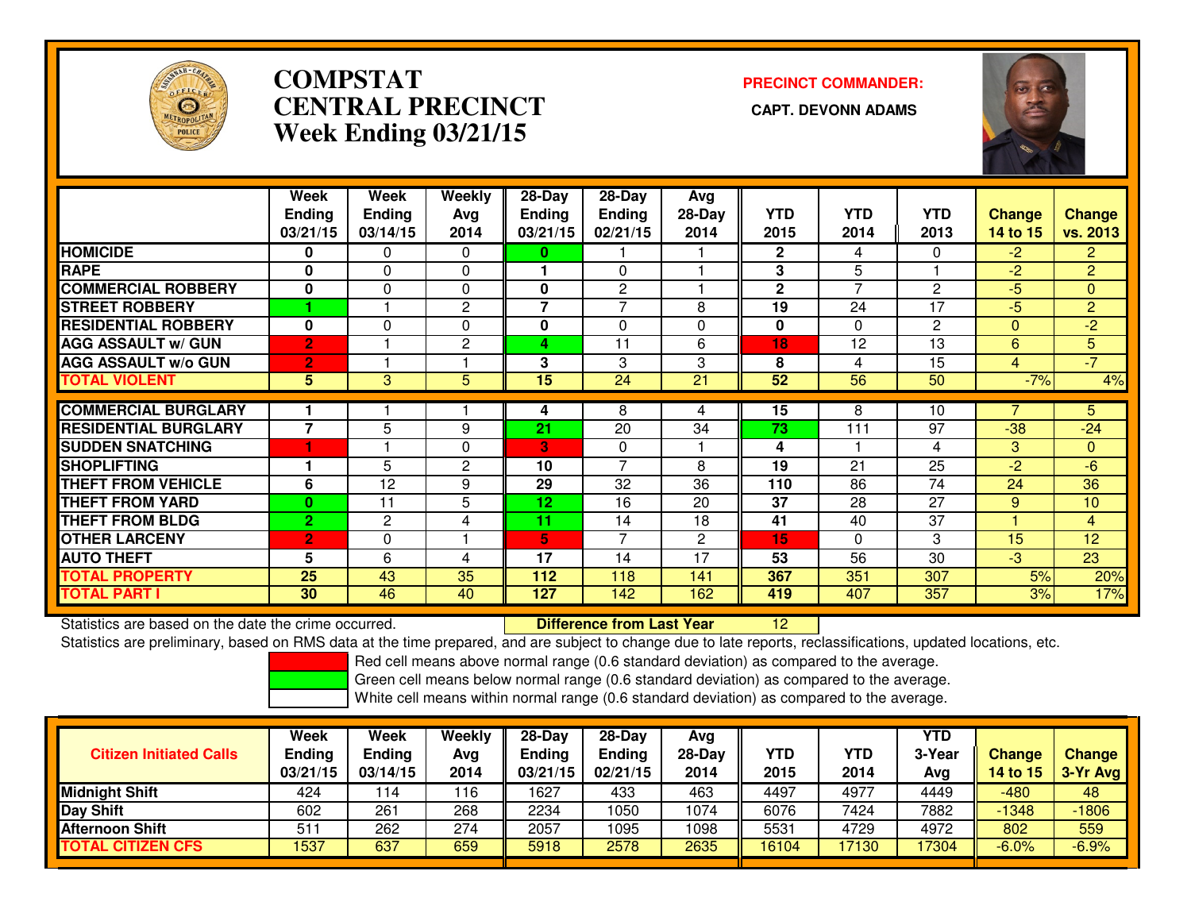# COMPSTAT
# CENTRAL PRECINCT
# Week Ending 03/21/15

**PRECINCT COMMANDER:**

**CAPT. DEVONN ADAMS**

| | Week Ending 03/21/15 | Week Ending 03/14/15 | Weekly Avg 2014 | 28-Day Ending 03/21/15 | 28-Day Ending 02/21/15 | Avg 28-Day 2014 | YTD 2015 | YTD 2014 | YTD 2013 | Change 14 to 15 | Change vs. 2013 |
|---|---|---|---|---|---|---|---|---|---|---|---|
| HOMICIDE | 0 | 0 | 0 | 0 | 1 | 1 | 2 | 4 | 0 | -2 | 2 |
| RAPE | 0 | 0 | 0 | 1 | 0 | 1 | 3 | 5 | 1 | -2 | 2 |
| COMMERCIAL ROBBERY | 0 | 0 | 0 | 0 | 2 | 1 | 2 | 7 | 2 | -5 | 0 |
| STREET ROBBERY | 1 | 1 | 2 | 7 | 7 | 8 | 19 | 24 | 17 | -5 | 2 |
| RESIDENTIAL ROBBERY | 0 | 0 | 0 | 0 | 0 | 0 | 0 | 0 | 2 | 0 | -2 |
| AGG ASSAULT w/ GUN | 2 | 1 | 2 | 4 | 11 | 6 | 18 | 12 | 13 | 6 | 5 |
| AGG ASSAULT w/o GUN | 2 | 1 | 1 | 3 | 3 | 3 | 8 | 4 | 15 | 4 | -7 |
| TOTAL VIOLENT | 5 | 3 | 5 | 15 | 24 | 21 | 52 | 56 | 50 | -7% | 4% |
| COMMERCIAL BURGLARY | 1 | 1 | 1 | 4 | 8 | 4 | 15 | 8 | 10 | 7 | 5 |
| RESIDENTIAL BURGLARY | 7 | 5 | 9 | 21 | 20 | 34 | 73 | 111 | 97 | -38 | -24 |
| SUDDEN SNATCHING | 1 | 1 | 0 | 3 | 0 | 1 | 4 | 1 | 4 | 3 | 0 |
| SHOPLIFTING | 1 | 5 | 2 | 10 | 7 | 8 | 19 | 21 | 25 | -2 | -6 |
| THEFT FROM VEHICLE | 6 | 12 | 9 | 29 | 32 | 36 | 110 | 86 | 74 | 24 | 36 |
| THEFT FROM YARD | 0 | 11 | 5 | 12 | 16 | 20 | 37 | 28 | 27 | 9 | 10 |
| THEFT FROM BLDG | 2 | 2 | 4 | 11 | 14 | 18 | 41 | 40 | 37 | 1 | 4 |
| OTHER LARCENY | 2 | 0 | 1 | 5 | 7 | 2 | 15 | 0 | 3 | 15 | 12 |
| AUTO THEFT | 5 | 6 | 4 | 17 | 14 | 17 | 53 | 56 | 30 | -3 | 23 |
| TOTAL PROPERTY | 25 | 43 | 35 | 112 | 118 | 141 | 367 | 351 | 307 | 5% | 20% |
| TOTAL PART I | 30 | 46 | 40 | 127 | 142 | 162 | 419 | 407 | 357 | 3% | 17% |

Statistics are based on the date the crime occurred. **Difference from Last Year** 12

Statistics are preliminary, based on RMS data at the time prepared, and are subject to change due to late reports, reclassifications, updated locations, etc.

Red cell means above normal range (0.6 standard deviation) as compared to the average.
Green cell means below normal range (0.6 standard deviation) as compared to the average.
White cell means within normal range (0.6 standard deviation) as compared to the average.

| Citizen Initiated Calls | Week Ending 03/21/15 | Week Ending 03/14/15 | Weekly Avg 2014 | 28-Day Ending 03/21/15 | 28-Day Ending 02/21/15 | Avg 28-Day 2014 | YTD 2015 | YTD 2014 | YTD 3-Year Avg | Change 14 to 15 | Change 3-Yr Avg |
|---|---|---|---|---|---|---|---|---|---|---|---|
| Midnight Shift | 424 | 114 | 116 | 1627 | 433 | 463 | 4497 | 4977 | 4449 | -480 | 48 |
| Day Shift | 602 | 261 | 268 | 2234 | 1050 | 1074 | 6076 | 7424 | 7882 | -1348 | -1806 |
| Afternoon Shift | 511 | 262 | 274 | 2057 | 1095 | 1098 | 5531 | 4729 | 4972 | 802 | 559 |
| TOTAL CITIZEN CFS | 1537 | 637 | 659 | 5918 | 2578 | 2635 | 16104 | 17130 | 17304 | -6.0% | -6.9% |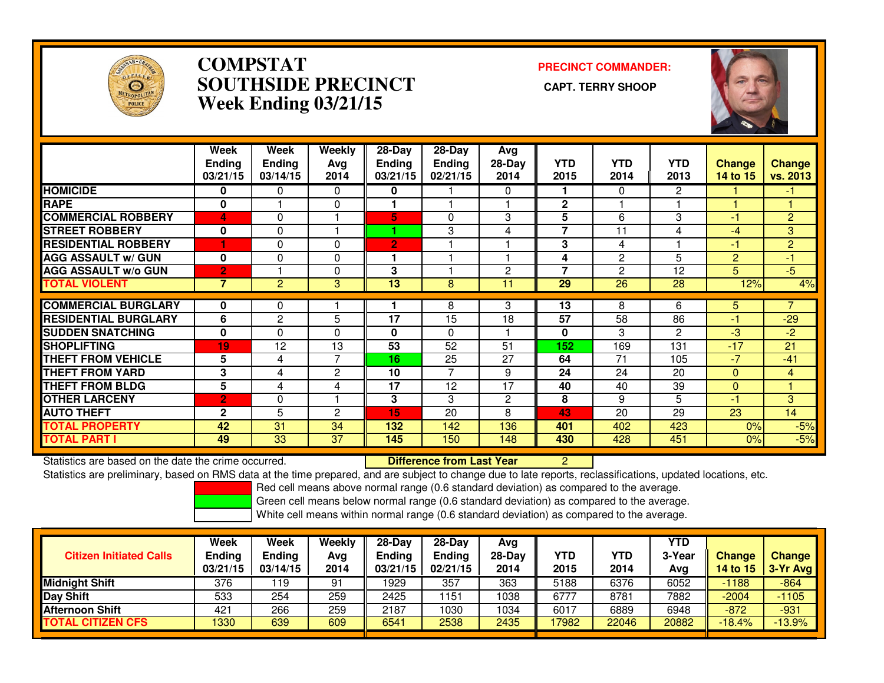# COMPSTAT SOUTHSIDE PRECINCT Week Ending 03/21/15

**PRECINCT COMMANDER:** CAPT. TERRY SHOOP

| | Week Ending 03/21/15 | Week Ending 03/14/15 | Weekly Avg 2014 | 28-Day Ending 03/21/15 | 28-Day Ending 02/21/15 | Avg 28-Day 2014 | YTD 2015 | YTD 2014 | YTD 2013 | Change 14 to 15 | Change vs. 2013 |
|---|---|---|---|---|---|---|---|---|---|---|---|
| HOMICIDE | 0 | 0 | 0 | 0 | 1 | 0 | 1 | 0 | 2 | 1 | -1 |
| RAPE | 0 | 1 | 0 | 1 | 1 | 1 | 2 | 1 | 1 | 1 | 1 |
| COMMERCIAL ROBBERY | 4 | 0 | 1 | 5 | 0 | 3 | 5 | 6 | 3 | -1 | 2 |
| STREET ROBBERY | 0 | 0 | 1 | 1 | 3 | 4 | 7 | 11 | 4 | -4 | 3 |
| RESIDENTIAL ROBBERY | 1 | 0 | 0 | 2 | 1 | 1 | 3 | 4 | 1 | -1 | 2 |
| AGG ASSAULT w/ GUN | 0 | 0 | 0 | 1 | 1 | 1 | 4 | 2 | 5 | 2 | -1 |
| AGG ASSAULT w/o GUN | 2 | 1 | 0 | 3 | 1 | 2 | 7 | 2 | 12 | 5 | -5 |
| TOTAL VIOLENT | 7 | 2 | 3 | 13 | 8 | 11 | 29 | 26 | 28 | 12% | 4% |
| COMMERCIAL BURGLARY | 0 | 0 | 1 | 1 | 8 | 3 | 13 | 8 | 6 | 5 | 7 |
| RESIDENTIAL BURGLARY | 6 | 2 | 5 | 17 | 15 | 18 | 57 | 58 | 86 | -1 | -29 |
| SUDDEN SNATCHING | 0 | 0 | 0 | 0 | 0 | 1 | 0 | 3 | 2 | -3 | -2 |
| SHOPLIFTING | 19 | 12 | 13 | 53 | 52 | 51 | 152 | 169 | 131 | -17 | 21 |
| THEFT FROM VEHICLE | 5 | 4 | 7 | 16 | 25 | 27 | 64 | 71 | 105 | -7 | -41 |
| THEFT FROM YARD | 3 | 4 | 2 | 10 | 7 | 9 | 24 | 24 | 20 | 0 | 4 |
| THEFT FROM BLDG | 5 | 4 | 4 | 17 | 12 | 17 | 40 | 40 | 39 | 0 | 1 |
| OTHER LARCENY | 2 | 0 | 1 | 3 | 3 | 2 | 8 | 9 | 5 | -1 | 3 |
| AUTO THEFT | 2 | 5 | 2 | 15 | 20 | 8 | 43 | 20 | 29 | 23 | 14 |
| TOTAL PROPERTY | 42 | 31 | 34 | 132 | 142 | 136 | 401 | 402 | 423 | 0% | -5% |
| TOTAL PART I | 49 | 33 | 37 | 145 | 150 | 148 | 430 | 428 | 451 | 0% | -5% |

Statistics are based on the date the crime occurred. **Difference from Last Year** 2

Statistics are preliminary, based on RMS data at the time prepared, and are subject to change due to late reports, reclassifications, updated locations, etc.

Red cell means above normal range (0.6 standard deviation) as compared to the average.
Green cell means below normal range (0.6 standard deviation) as compared to the average.
White cell means within normal range (0.6 standard deviation) as compared to the average.

| Citizen Initiated Calls | Week Ending 03/21/15 | Week Ending 03/14/15 | Weekly Avg 2014 | 28-Day Ending 03/21/15 | 28-Day Ending 02/21/15 | Avg 28-Day 2014 | YTD 2015 | YTD 2014 | YTD 3-Year Avg | Change 14 to 15 | Change 3-Yr Avg |
|---|---|---|---|---|---|---|---|---|---|---|---|
| Midnight Shift | 376 | 119 | 91 | 1929 | 357 | 363 | 5188 | 6376 | 6052 | -1188 | -864 |
| Day Shift | 533 | 254 | 259 | 2425 | 1151 | 1038 | 6777 | 8781 | 7882 | -2004 | -1105 |
| Afternoon Shift | 421 | 266 | 259 | 2187 | 1030 | 1034 | 6017 | 6889 | 6948 | -872 | -931 |
| TOTAL CITIZEN CFS | 1330 | 639 | 609 | 6541 | 2538 | 2435 | 17982 | 22046 | 20882 | -18.4% | -13.9% |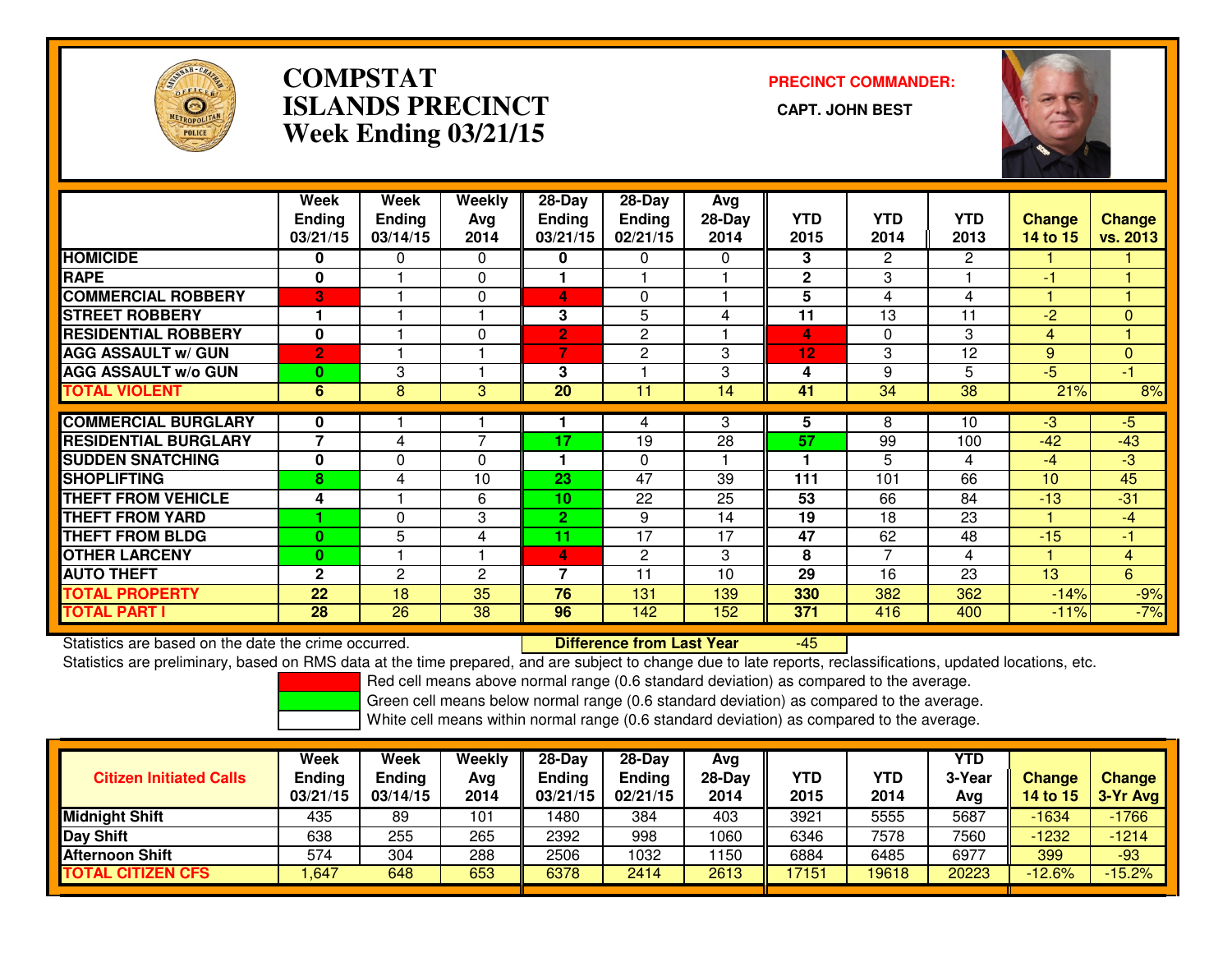# COMPSTAT
# ISLANDS PRECINCT
## Week Ending 03/21/15

**PRECINCT COMMANDER:**

**CAPT. JOHN BEST**

| | Week Ending 03/21/15 | Week Ending 03/14/15 | Weekly Avg 2014 | 28-Day Ending 03/21/15 | 28-Day Ending 02/21/15 | Avg 28-Day 2014 | YTD 2015 | YTD 2014 | YTD 2013 | Change 14 to 15 | Change vs. 2013 |
|---|---|---|---|---|---|---|---|---|---|---|---|
| HOMICIDE | 0 | 0 | 0 | 0 | 0 | 0 | 3 | 2 | 2 | 1 | 1 |
| RAPE | 0 | 1 | 0 | 1 | 1 | 1 | 2 | 3 | 1 | -1 | 1 |
| COMMERCIAL ROBBERY | 3 | 1 | 0 | 4 | 0 | 1 | 5 | 4 | 4 | 1 | 1 |
| STREET ROBBERY | 1 | 1 | 1 | 3 | 5 | 4 | 11 | 13 | 11 | -2 | 0 |
| RESIDENTIAL ROBBERY | 0 | 1 | 0 | 2 | 2 | 1 | 4 | 0 | 3 | 4 | 1 |
| AGG ASSAULT w/ GUN | 2 | 1 | 1 | 7 | 2 | 3 | 12 | 3 | 12 | 9 | 0 |
| AGG ASSAULT w/o GUN | 0 | 3 | 1 | 3 | 1 | 3 | 4 | 9 | 5 | -5 | -1 |
| TOTAL VIOLENT | 6 | 8 | 3 | 20 | 11 | 14 | 41 | 34 | 38 | 21% | 8% |
| COMMERCIAL BURGLARY | 0 | 1 | 1 | 1 | 4 | 3 | 5 | 8 | 10 | -3 | -5 |
| RESIDENTIAL BURGLARY | 7 | 4 | 7 | 17 | 19 | 28 | 57 | 99 | 100 | -42 | -43 |
| SUDDEN SNATCHING | 0 | 0 | 0 | 1 | 0 | 1 | 1 | 5 | 4 | -4 | -3 |
| SHOPLIFTING | 8 | 4 | 10 | 23 | 47 | 39 | 111 | 101 | 66 | 10 | 45 |
| THEFT FROM VEHICLE | 4 | 1 | 6 | 10 | 22 | 25 | 53 | 66 | 84 | -13 | -31 |
| THEFT FROM YARD | 1 | 0 | 3 | 2 | 9 | 14 | 19 | 18 | 23 | 1 | -4 |
| THEFT FROM BLDG | 0 | 5 | 4 | 11 | 17 | 17 | 47 | 62 | 48 | -15 | -1 |
| OTHER LARCENY | 0 | 1 | 1 | 4 | 2 | 3 | 8 | 7 | 4 | 1 | 4 |
| AUTO THEFT | 2 | 2 | 2 | 7 | 11 | 10 | 29 | 16 | 23 | 13 | 6 |
| TOTAL PROPERTY | 22 | 18 | 35 | 76 | 131 | 139 | 330 | 382 | 362 | -14% | -9% |
| TOTAL PART I | 28 | 26 | 38 | 96 | 142 | 152 | 371 | 416 | 400 | -11% | -7% |

Statistics are based on the date the crime occurred. **Difference from Last Year** -45

Statistics are preliminary, based on RMS data at the time prepared, and are subject to change due to late reports, reclassifications, updated locations, etc.

Red cell means above normal range (0.6 standard deviation) as compared to the average.

Green cell means below normal range (0.6 standard deviation) as compared to the average.

White cell means within normal range (0.6 standard deviation) as compared to the average.

| Citizen Initiated Calls | Week Ending 03/21/15 | Week Ending 03/14/15 | Weekly Avg 2014 | 28-Day Ending 03/21/15 | 28-Day Ending 02/21/15 | Avg 28-Day 2014 | YTD 2015 | YTD 2014 | YTD 3-Year Avg | Change 14 to 15 | Change 3-Yr Avg |
|---|---|---|---|---|---|---|---|---|---|---|---|
| Midnight Shift | 435 | 89 | 101 | 1480 | 384 | 403 | 3921 | 5555 | 5687 | -1634 | -1766 |
| Day Shift | 638 | 255 | 265 | 2392 | 998 | 1060 | 6346 | 7578 | 7560 | -1232 | -1214 |
| Afternoon Shift | 574 | 304 | 288 | 2506 | 1032 | 1150 | 6884 | 6485 | 6977 | 399 | -93 |
| TOTAL CITIZEN CFS | 1,647 | 648 | 653 | 6378 | 2414 | 2613 | 17151 | 19618 | 20223 | -12.6% | -15.2% |